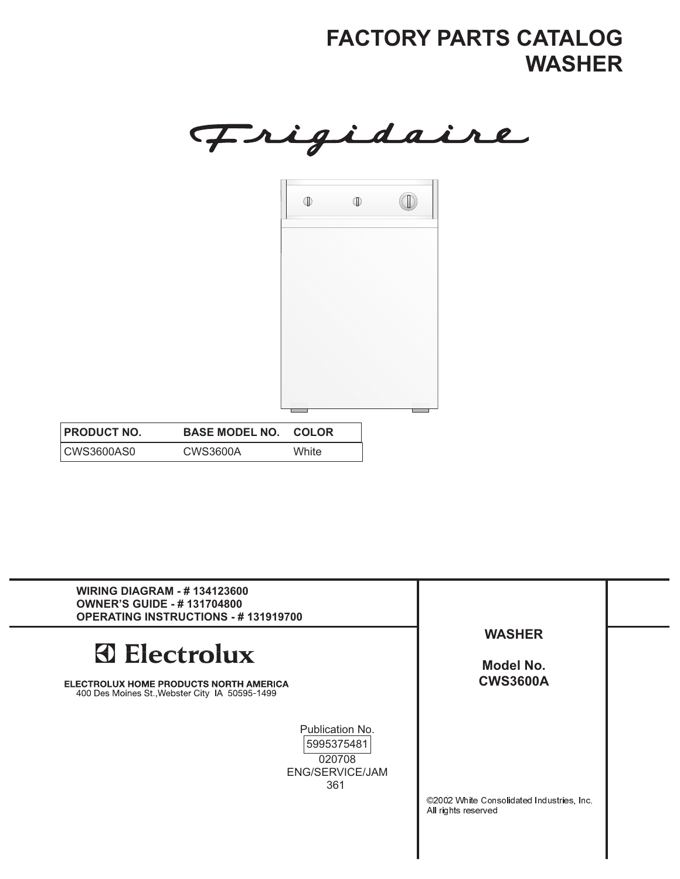# FACTORY PARTS CATALOG
# WASHER

Frigidaire

| PRODUCT NO. | BASE MODEL NO. | COLOR |
| --- | --- | --- |
| CWS3600AS0 | CWS3600A | White |

**WIRING DIAGRAM - # 134123600**
**OWNER'S GUIDE - # 131704800**
**OPERATING INSTRUCTIONS - # 131919700**

Electrolux

**ELECTROLUX HOME PRODUCTS NORTH AMERICA**
400 Des Moines St.,Webster City IA 50595-1499

Publication No.
5995375481
020708
ENG/SERVICE/JAM
361

**WASHER**

**Model No.**
**CWS3600A**

©2002 White Consolidated Industries, Inc.
All rights reserved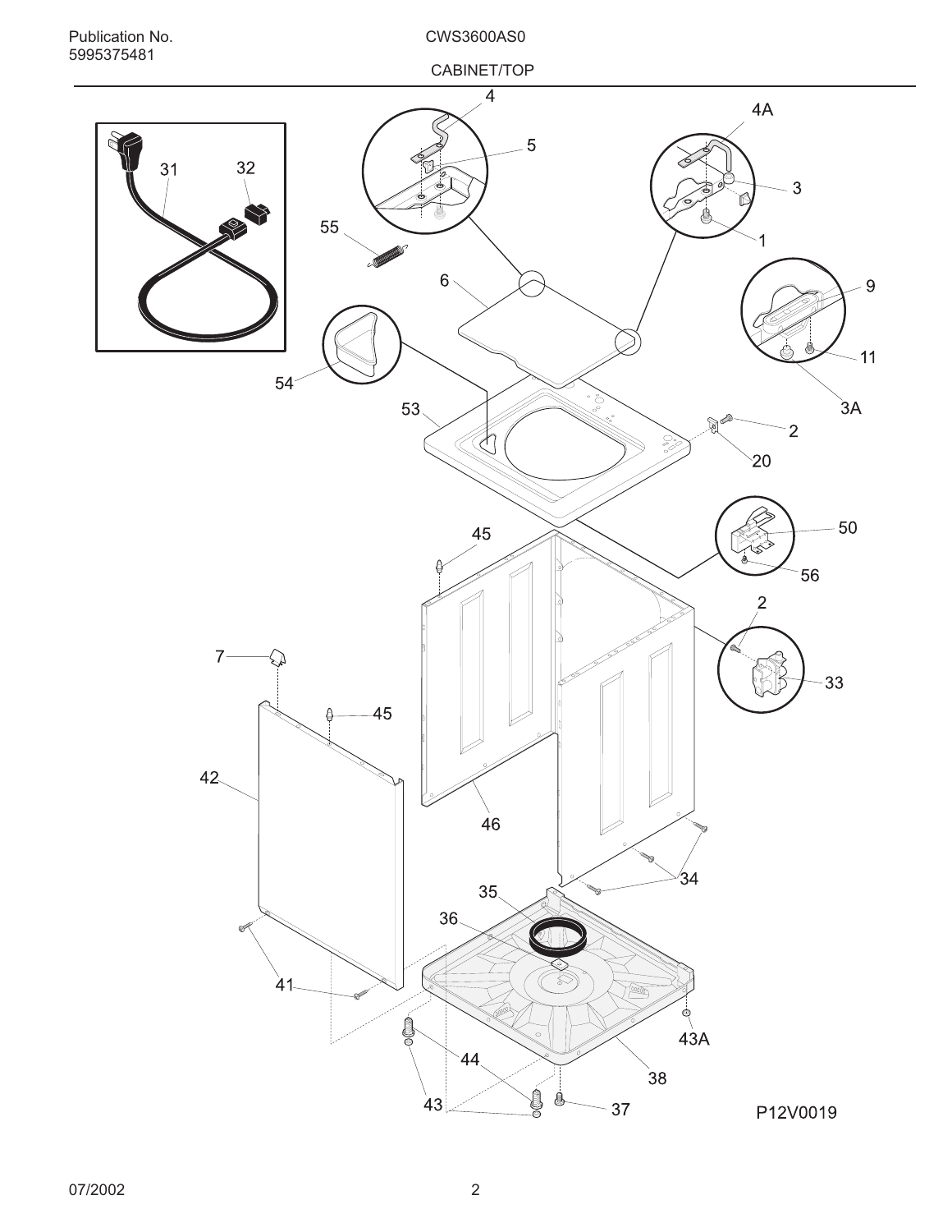Publication No.
5995375481

CWS3600AS0

CABINET/TOP

4
4A
5
3
1
31
32
55
6
9
11
3A
54
53
2
20
50
56
45
2
7
33
45
42
46
34
35
36
41
43A
44
38
43
37

P12V0019

07/2002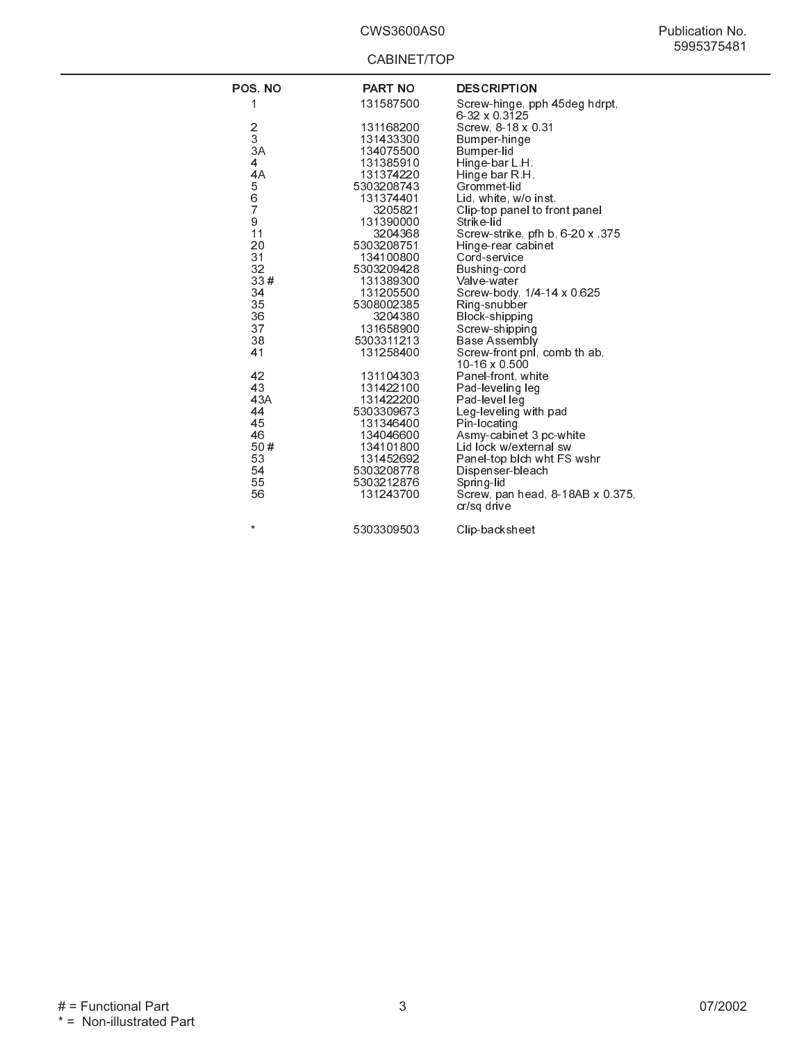# CWS3600AS0

Publication No. 5995375481

## CABINET/TOP

| POS. NO | PART NO | DESCRIPTION |
| --- | --- | --- |
| 1 | 131587500 | Screw-hinge, pph 45deg hdrpt, 6-32 x 0.3125 |
| 2 | 131168200 | Screw, 8-18 x 0.31 |
| 3 | 131433300 | Bumper-hinge |
| 3A | 134075500 | Bumper-lid |
| 4 | 131385910 | Hinge-bar L.H. |
| 4A | 131374220 | Hinge bar R.H. |
| 5 | 5303208743 | Grommet-lid |
| 6 | 131374401 | Lid, white, w/o inst. |
| 7 | 3205821 | Clip-top panel to front panel |
| 9 | 131390000 | Strike-lid |
| 11 | 3204368 | Screw-strike, pfh b, 6-20 x .375 |
| 20 | 5303208751 | Hinge-rear cabinet |
| 31 | 134100800 | Cord-service |
| 32 | 5303209428 | Bushing-cord |
| 33 # | 131389300 | Valve-water |
| 34 | 131205500 | Screw-body, 1/4-14 x 0.625 |
| 35 | 5308002385 | Ring-snubber |
| 36 | 3204380 | Block-shipping |
| 37 | 131658900 | Screw-shipping |
| 38 | 5303311213 | Base Assembly |
| 41 | 131258400 | Screw-front pnl, comb th ab, 10-16 x 0.500 |
| 42 | 131104303 | Panel-front, white |
| 43 | 131422100 | Pad-leveling leg |
| 43A | 131422200 | Pad-level leg |
| 44 | 5303309673 | Leg-leveling with pad |
| 45 | 131346400 | Pin-locating |
| 46 | 134046600 | Asmy-cabinet 3 pc-white |
| 50 # | 134101800 | Lid lock w/external sw |
| 53 | 131452692 | Panel-top blch wht FS wshr |
| 54 | 5303208778 | Dispenser-bleach |
| 55 | 5303212876 | Spring-lid |
| 56 | 131243700 | Screw, pan head, 8-18AB x 0.375, cr/sq drive |
| * | 5303309503 | Clip-backsheet |

# = Functional Part
* = Non-illustrated Part

07/2002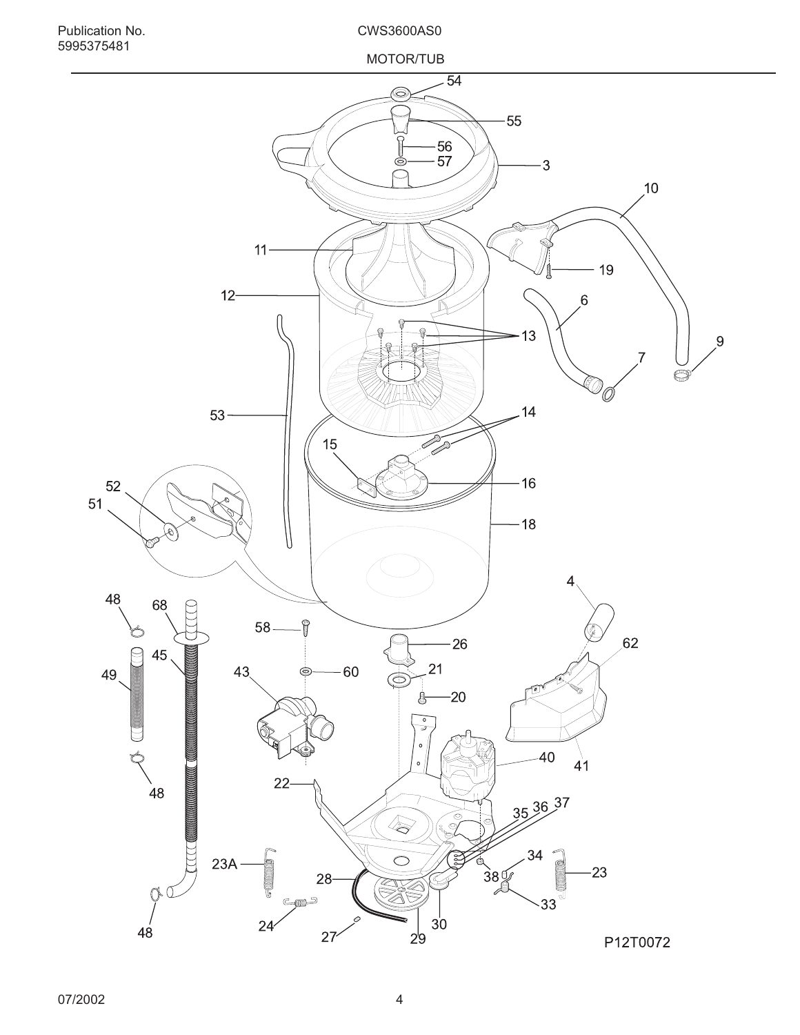Publication No.
5995375481

CWS3600AS0

MOTOR/TUB

P12T0072

07/2002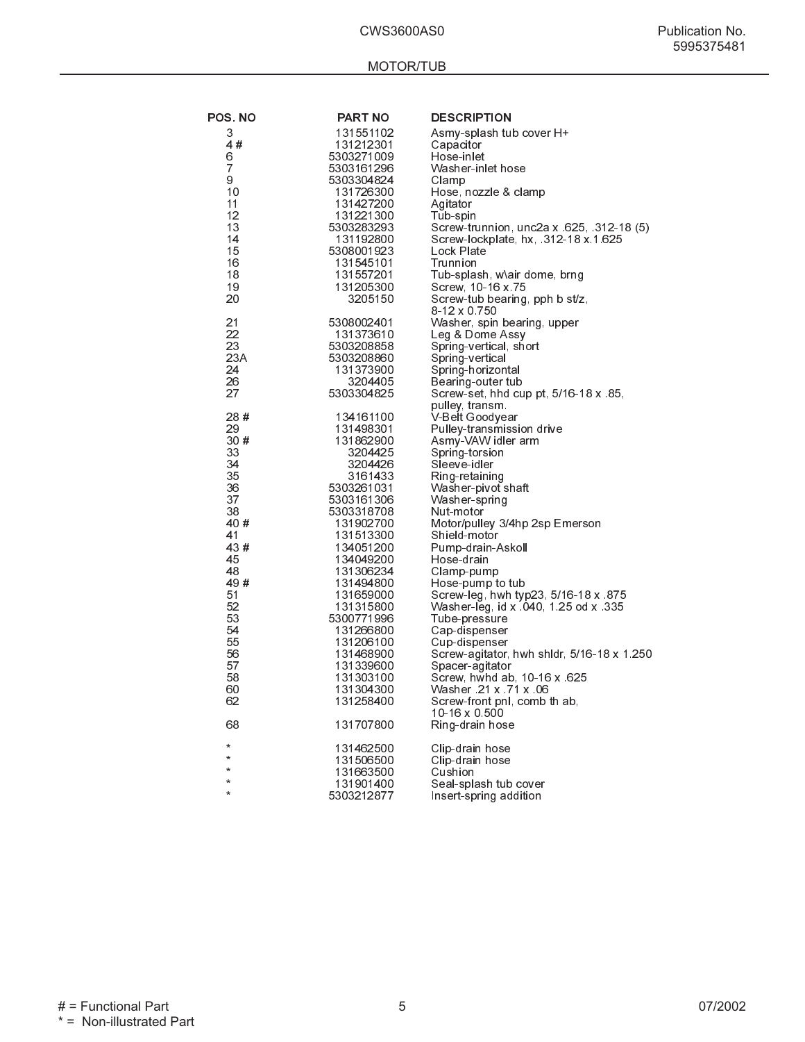CWS3600AS0

Publication No. 5995375481

## MOTOR/TUB

| POS. NO | PART NO | DESCRIPTION |
|---|---|---|
| 3 | 131551102 | Asmy-splash tub cover H+ |
| 4 # | 131212301 | Capacitor |
| 6 | 5303271009 | Hose-inlet |
| 7 | 5303161296 | Washer-inlet hose |
| 9 | 5303304824 | Clamp |
| 10 | 131726300 | Hose, nozzle & clamp |
| 11 | 131427200 | Agitator |
| 12 | 131221300 | Tub-spin |
| 13 | 5303283293 | Screw-trunnion, unc2a x .625, .312-18 (5) |
| 14 | 131192800 | Screw-lockplate, hx, .312-18 x.1.625 |
| 15 | 5308001923 | Lock Plate |
| 16 | 131545101 | Trunnion |
| 18 | 131557201 | Tub-splash, w\air dome, brng |
| 19 | 131205300 | Screw, 10-16 x.75 |
| 20 | 3205150 | Screw-tub bearing, pph b st/z, 8-12 x 0.750 |
| 21 | 5308002401 | Washer, spin bearing, upper |
| 22 | 131373610 | Leg & Dome Assy |
| 23 | 5303208858 | Spring-vertical, short |
| 23A | 5303208860 | Spring-vertical |
| 24 | 131373900 | Spring-horizontal |
| 26 | 3204405 | Bearing-outer tub |
| 27 | 5303304825 | Screw-set, hhd cup pt, 5/16-18 x .85, pulley, transm. |
| 28 # | 134161100 | V-Belt Goodyear |
| 29 | 131498301 | Pulley-transmission drive |
| 30 # | 131862900 | Asmy-VAW idler arm |
| 33 | 3204425 | Spring-torsion |
| 34 | 3204426 | Sleeve-idler |
| 35 | 3161433 | Ring-retaining |
| 36 | 5303261031 | Washer-pivot shaft |
| 37 | 5303161306 | Washer-spring |
| 38 | 5303318708 | Nut-motor |
| 40 # | 131902700 | Motor/pulley 3/4hp 2sp Emerson |
| 41 | 131513300 | Shield-motor |
| 43 # | 134051200 | Pump-drain-Askoll |
| 45 | 134049200 | Hose-drain |
| 48 | 131306234 | Clamp-pump |
| 49 # | 131494800 | Hose-pump to tub |
| 51 | 131659000 | Screw-leg, hwh typ23, 5/16-18 x .875 |
| 52 | 131315800 | Washer-leg, id x .040, 1.25 od x .335 |
| 53 | 5300771996 | Tube-pressure |
| 54 | 131266800 | Cap-dispenser |
| 55 | 131206100 | Cup-dispenser |
| 56 | 131468900 | Screw-agitator, hwh shldr, 5/16-18 x 1.250 |
| 57 | 131339600 | Spacer-agitator |
| 58 | 131303100 | Screw, hwhd ab, 10-16 x .625 |
| 60 | 131304300 | Washer .21 x .71 x .06 |
| 62 | 131258400 | Screw-front pnl, comb th ab, 10-16 x 0.500 |
| 68 | 131707800 | Ring-drain hose |
| * | 131462500 | Clip-drain hose |
| * | 131506500 | Clip-drain hose |
| * | 131663500 | Cushion |
| * | 131901400 | Seal-splash tub cover |
| * | 5303212877 | Insert-spring addition |

# = Functional Part
* = Non-illustrated Part

07/2002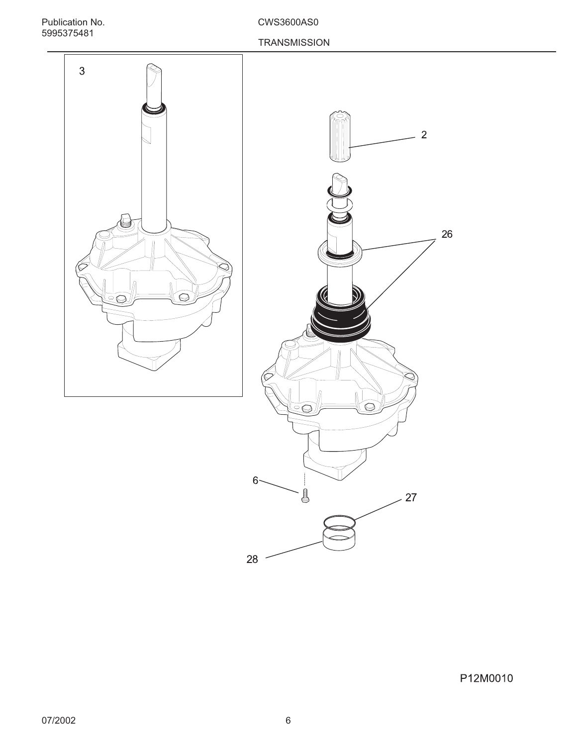Publication No.
5995375481

CWS3600AS0

TRANSMISSION

3

2

26

6

27

28

P12M0010

07/2002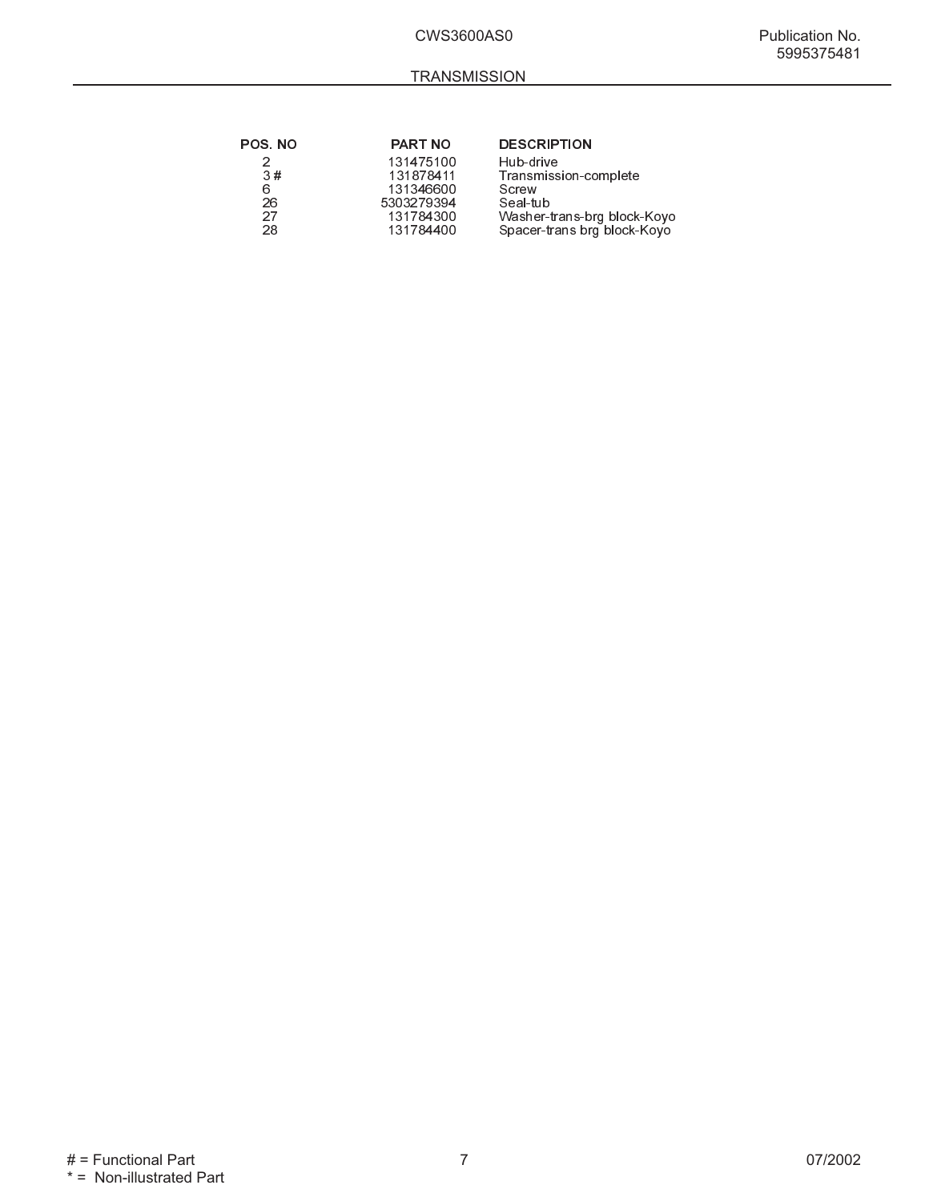## TRANSMISSION

| POS. NO | PART NO | DESCRIPTION |
|---|---|---|
| 2 | 131475100 | Hub-drive |
| 3 # | 131878411 | Transmission-complete |
| 6 | 131346600 | Screw |
| 26 | 5303279394 | Seal-tub |
| 27 | 131784300 | Washer-trans-brg block-Koyo |
| 28 | 131784400 | Spacer-trans brg block-Koyo |

# = Functional Part
* = Non-illustrated Part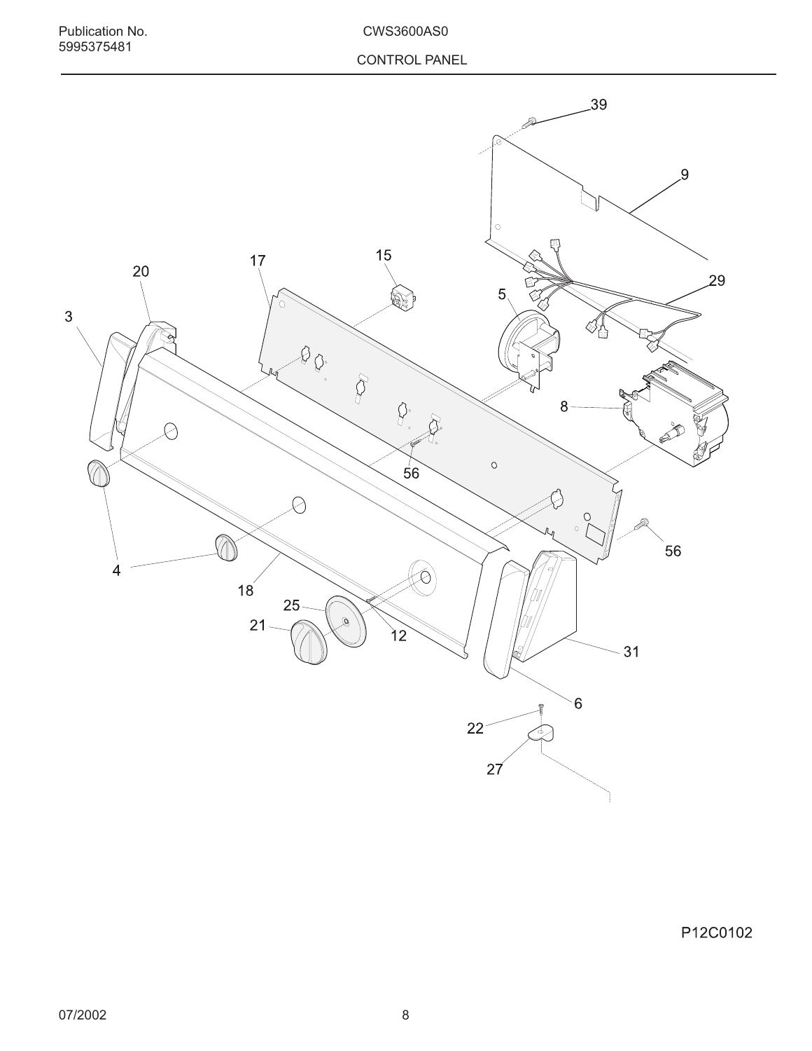Publication No.
5995375481

CWS3600AS0

CONTROL PANEL

39
9
29
17
15
20
5
3
8
56
4
56
18
25
21
12
31
6
22
27

P12C0102

07/2002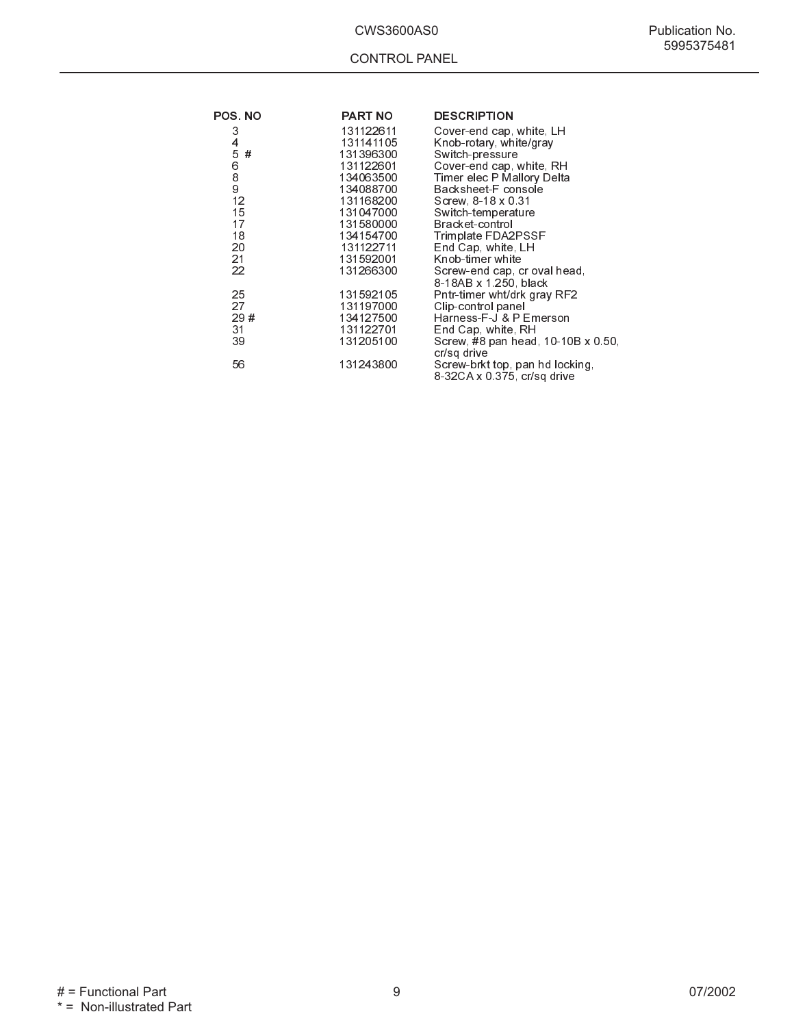CWS3600AS0

Publication No. 5995375481

## CONTROL PANEL

| POS. NO | PART NO | DESCRIPTION |
|---|---|---|
| 3 | 131122611 | Cover-end cap, white, LH |
| 4 | 131141105 | Knob-rotary, white/gray |
| 5 # | 131396300 | Switch-pressure |
| 6 | 131122601 | Cover-end cap, white, RH |
| 8 | 134063500 | Timer elec P Mallory Delta |
| 9 | 134088700 | Backsheet-F console |
| 12 | 131168200 | Screw, 8-18 x 0.31 |
| 15 | 131047000 | Switch-temperature |
| 17 | 131580000 | Bracket-control |
| 18 | 134154700 | Trimplate FDA2PSSF |
| 20 | 131122711 | End Cap, white, LH |
| 21 | 131592001 | Knob-timer white |
| 22 | 131266300 | Screw-end cap, cr oval head, 8-18AB x 1.250, black |
| 25 | 131592105 | Pntr-timer wht/drk gray RF2 |
| 27 | 131197000 | Clip-control panel |
| 29 # | 134127500 | Harness-F-J & P Emerson |
| 31 | 131122701 | End Cap, white, RH |
| 39 | 131205100 | Screw, #8 pan head, 10-10B x 0.50, cr/sq drive |
| 56 | 131243800 | Screw-brkt top, pan hd locking, 8-32CA x 0.375, cr/sq drive |

# = Functional Part
* = Non-illustrated Part

07/2002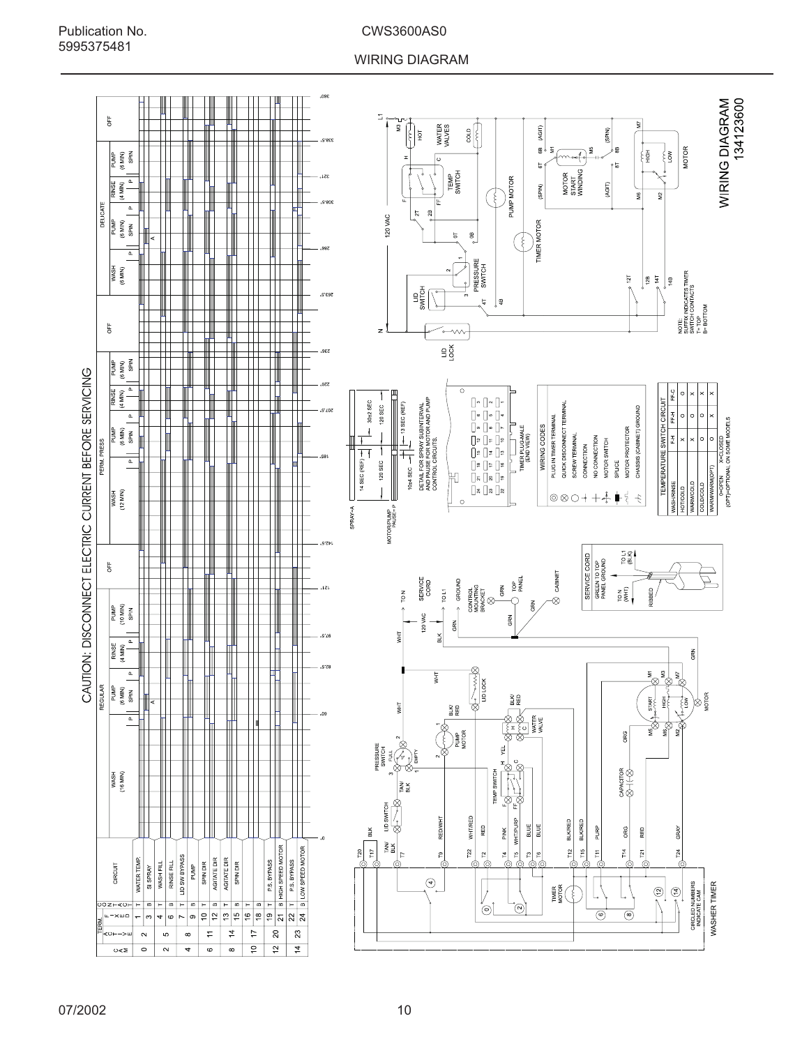Publication No. 5995375481

CWS3600AS0

# WIRING DIAGRAM

CAUTION: DISCONNECT ELECTRIC CURRENT BEFORE SERVICING

| CAM | TERM. ACTIVE | TERM. FIXED | CONTACT | CIRCUIT |
|---|---|---|---|---|
| 0 | 2 | 1 | T | WATER TEMP. |
| | | 3 | B | SI SPRAY |
| 2 | 5 | 4 | T | WASH FILL |
| | | 6 | B | RINSE FILL |
| 4 | 8 | 7 | T | LID SW BYPASS |
| | | 9 | B | PUMP |
| 6 | 11 | 10 | T | SPIN DIR |
| | | 12 | B | AGITATE DIR |
| 8 | 14 | 13 | T | AGITATE DIR |
| | | 15 | B | SPIN DIR |
| 10 | 17 | 16 | T | |
| | | 18 | B | |
| 12 | 20 | 19 | T | P.S. BYPASS |
| | | 21 | B | HIGH SPEED MOTOR |
| 14 | 23 | 22 | T | P.S. BYPASS |
| | | 24 | B | LOW SPEED MOTOR |

REGULAR: WASH (16 MIN), P, PUMP (6 MIN) SPIN, P, RINSE (4 MIN), P, PUMP (10 MIN) SPIN, OFF

PERM. PRESS: WASH (12 MIN), P, PUMP (6 MIN) SPIN, P, RINSE (4 MIN), P, PUMP (6 MIN) SPIN, OFF

DELICATE: WASH (6 MIN), P, PUMP (6 MIN) SPIN, P, RINSE (4 MIN), P, PUMP (6 MIN) SPIN, OFF

0°, 60°, 82.5°, 97.5°, 121°, 142.5°, 185°, 207.5°, 220°, 236°, 253.5°, 286°, 308.5°, 321°, 338.5°, 360°

A

SPRAY=A

MOTOR/PUMP PAUSE= P

14 SEC (REF), 120 SEC, 30±2 SEC, 120 SEC, 10±4 SEC, 13 SEC (REF)

DETAIL FOR SPRAY SUBINTERVAL AND PAUSE FOR MOTOR AND PUMP CONTROL CIRCUITS.

TIMER PLUG-MALE (END VIEW)

WIRING CODES

- PLUG IN TIMER TERMINAL
- QUICK DISCONNECT TERMINAL
- SCREW TERMINAL
- CONNECTION
- NO CONNECTION
- MOTOR SWITCH
- SPLICE
- MOTOR PROTECTOR
- CHASSIS (CABINET) GROUND

TEMPERATURE SWITCH CIRCUIT

| WASH/RINSE | F-H | FF-H | FF-C |
|---|---|---|---|
| HOT/COLD | X | O | O |
| WARM/COLD | X | O | X |
| COLD/COLD | O | O | X |
| WARM/WARM(OPT) | O | X | X |

O=OPEN X=CLOSED
(OPT)=OPTIONAL ON SOME MODELS

SERVICE CORD: TO N, TO L1, 120 VAC, GROUND, WHT, BLK, GRN

CONTROL MOUNTING BRACKET, TOP PANEL, CABINET

SERVICE CORD: GREEN TO TOP PANEL GROUND; TO N (WHT); TO L1 (BLK); RIBBED

T20 BLK, T17 TAN/BLK, T7 LID SWITCH, T9 RED/WHT, T22 WHT/RED, T2 RED, T4 PINK, T5 WHT/PURP, T3 BLUE, T6 BLUE, T12 BLK/RED, T15 BLK/RED, T11 PURP, T14 ORG, T21 RED, T24 GRAY

PRESSURE SWITCH (FULL, EMPTY), PUMP MOTOR, LID LOCK, WATER VALVE (H, C), TEMP SWITCH (H, C, F, FF), CAPACITOR, MOTOR (M1, M2, M3, M5, M6, M7, START, HIGH, LOW), TIMER MOTOR

YEL, BLK/RED, TAN/BLK, ORG, GRN, WHT

CIRCLED NUMBERS INDICATE CAM

WASHER TIMER

L1, N, 120 VAC, LID LOCK, LID SWITCH, PRESSURE SWITCH (1, 2, 3), 4T, 4B, 0T, 0B, 2T, 2B, TEMP SWITCH (H, C, F, FF), WATER VALVES (HOT, COLD), M3, PUMP MOTOR, TIMER MOTOR, MOTOR START WINDING (M1, M5), 6T, 6B, 8T, 8B, (SPIN), (AGIT), 12T, 12B, 14T, 14B, M6, M2, M7, HIGH, LOW, MOTOR

NOTE:
SUFFIX INDICATES TIMER SWITCH CONTACTS
T= TOP
B= BOTTOM

WIRING DIAGRAM
134123600

07/2002